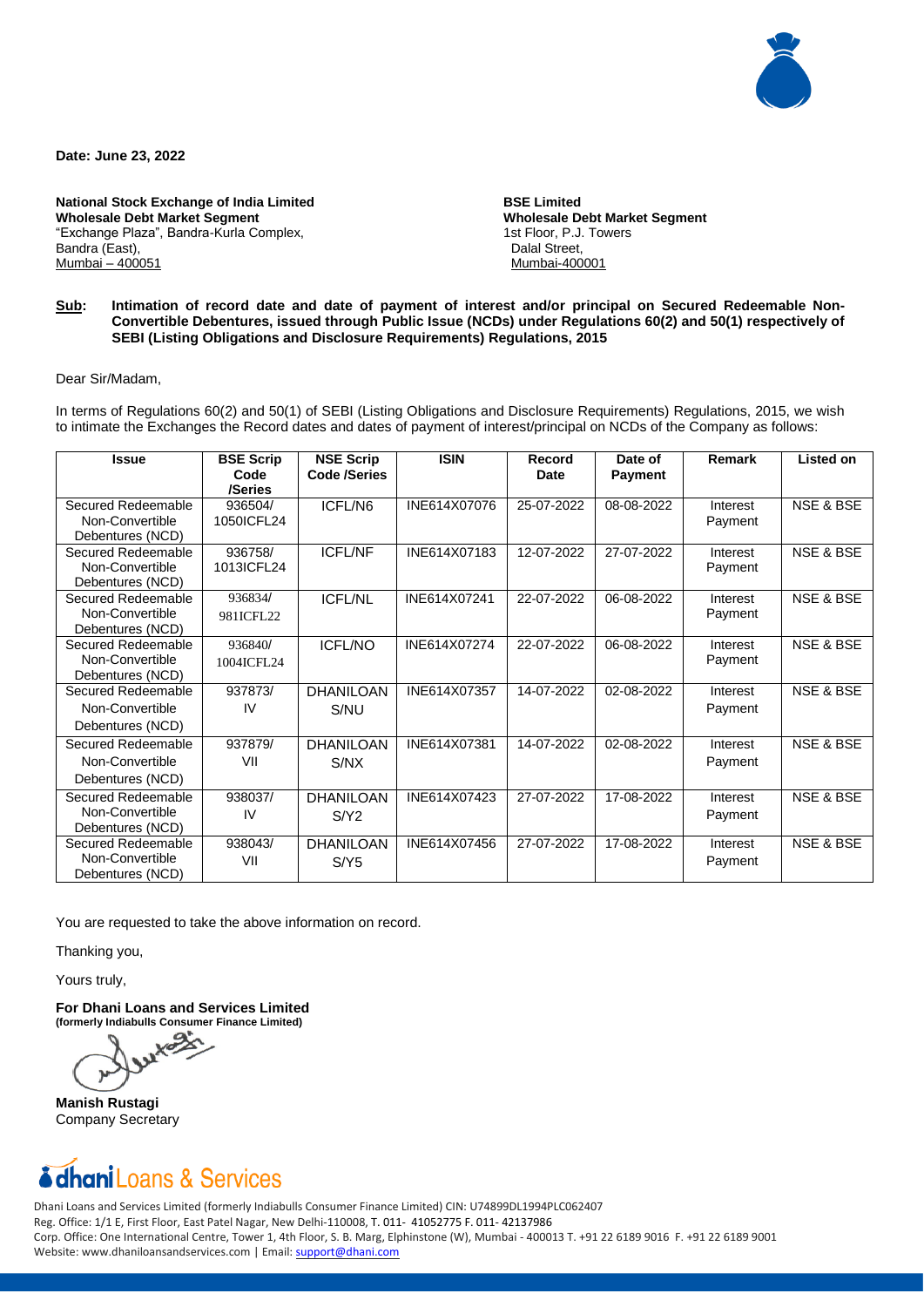**Date: June 23, 2022**

**National Stock Exchange of India Limited**
**Wholesale Debt Market Segment**
"Exchange Plaza", Bandra-Kurla Complex,
Bandra (East),
Mumbai – 400051

**BSE Limited**
**Wholesale Debt Market Segment**
1st Floor, P.J. Towers
Dalal Street,
Mumbai-400001

**Sub: Intimation of record date and date of payment of interest and/or principal on Secured Redeemable Non-Convertible Debentures, issued through Public Issue (NCDs) under Regulations 60(2) and 50(1) respectively of SEBI (Listing Obligations and Disclosure Requirements) Regulations, 2015**

Dear Sir/Madam,

In terms of Regulations 60(2) and 50(1) of SEBI (Listing Obligations and Disclosure Requirements) Regulations, 2015, we wish to intimate the Exchanges the Record dates and dates of payment of interest/principal on NCDs of the Company as follows:

| Issue | BSE Scrip Code /Series | NSE Scrip Code /Series | ISIN | Record Date | Date of Payment | Remark | Listed on |
|---|---|---|---|---|---|---|---|
| Secured Redeemable Non-Convertible Debentures (NCD) | 936504/ 1050ICFL24 | ICFL/N6 | INE614X07076 | 25-07-2022 | 08-08-2022 | Interest Payment | NSE & BSE |
| Secured Redeemable Non-Convertible Debentures (NCD) | 936758/ 1013ICFL24 | ICFL/NF | INE614X07183 | 12-07-2022 | 27-07-2022 | Interest Payment | NSE & BSE |
| Secured Redeemable Non-Convertible Debentures (NCD) | 936834/ 981ICFL22 | ICFL/NL | INE614X07241 | 22-07-2022 | 06-08-2022 | Interest Payment | NSE & BSE |
| Secured Redeemable Non-Convertible Debentures (NCD) | 936840/ 1004ICFL24 | ICFL/NO | INE614X07274 | 22-07-2022 | 06-08-2022 | Interest Payment | NSE & BSE |
| Secured Redeemable Non-Convertible Debentures (NCD) | 937873/ IV | DHANILOAN S/NU | INE614X07357 | 14-07-2022 | 02-08-2022 | Interest Payment | NSE & BSE |
| Secured Redeemable Non-Convertible Debentures (NCD) | 937879/ VII | DHANILOAN S/NX | INE614X07381 | 14-07-2022 | 02-08-2022 | Interest Payment | NSE & BSE |
| Secured Redeemable Non-Convertible Debentures (NCD) | 938037/ IV | DHANILOAN S/Y2 | INE614X07423 | 27-07-2022 | 17-08-2022 | Interest Payment | NSE & BSE |
| Secured Redeemable Non-Convertible Debentures (NCD) | 938043/ VII | DHANILOAN S/Y5 | INE614X07456 | 27-07-2022 | 17-08-2022 | Interest Payment | NSE & BSE |

You are requested to take the above information on record.

Thanking you,

Yours truly,

**For Dhani Loans and Services Limited**
**(formerly Indiabulls Consumer Finance Limited)**

**Manish Rustagi**
Company Secretary

**dhani** Loans & Services

Dhani Loans and Services Limited (formerly Indiabulls Consumer Finance Limited) CIN: U74899DL1994PLC062407
Reg. Office: 1/1 E, First Floor, East Patel Nagar, New Delhi-110008, T. 011- 41052775 F. 011- 42137986
Corp. Office: One International Centre, Tower 1, 4th Floor, S. B. Marg, Elphinstone (W), Mumbai - 400013 T. +91 22 6189 9016 F. +91 22 6189 9001
Website: www.dhaniloansandservices.com | Email: support@dhani.com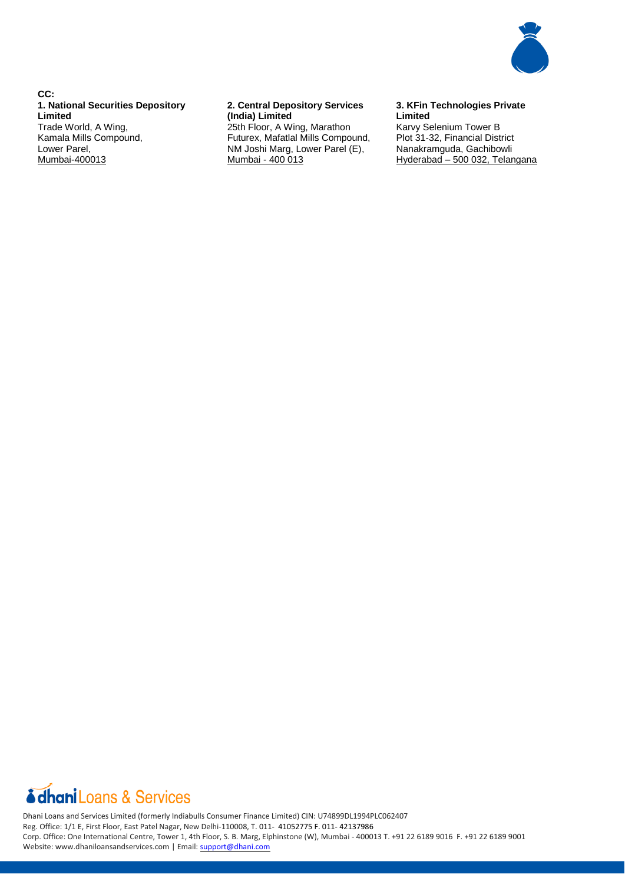**CC:**

**1. National Securities Depository Limited**
Trade World, A Wing,
Kamala Mills Compound,
Lower Parel,
Mumbai-400013

**2. Central Depository Services (India) Limited**
25th Floor, A Wing, Marathon Futurex, Mafatlal Mills Compound,
NM Joshi Marg, Lower Parel (E),
Mumbai - 400 013

**3. KFin Technologies Private Limited**
Karvy Selenium Tower B
Plot 31-32, Financial District
Nanakramguda, Gachibowli
Hyderabad – 500 032, Telangana